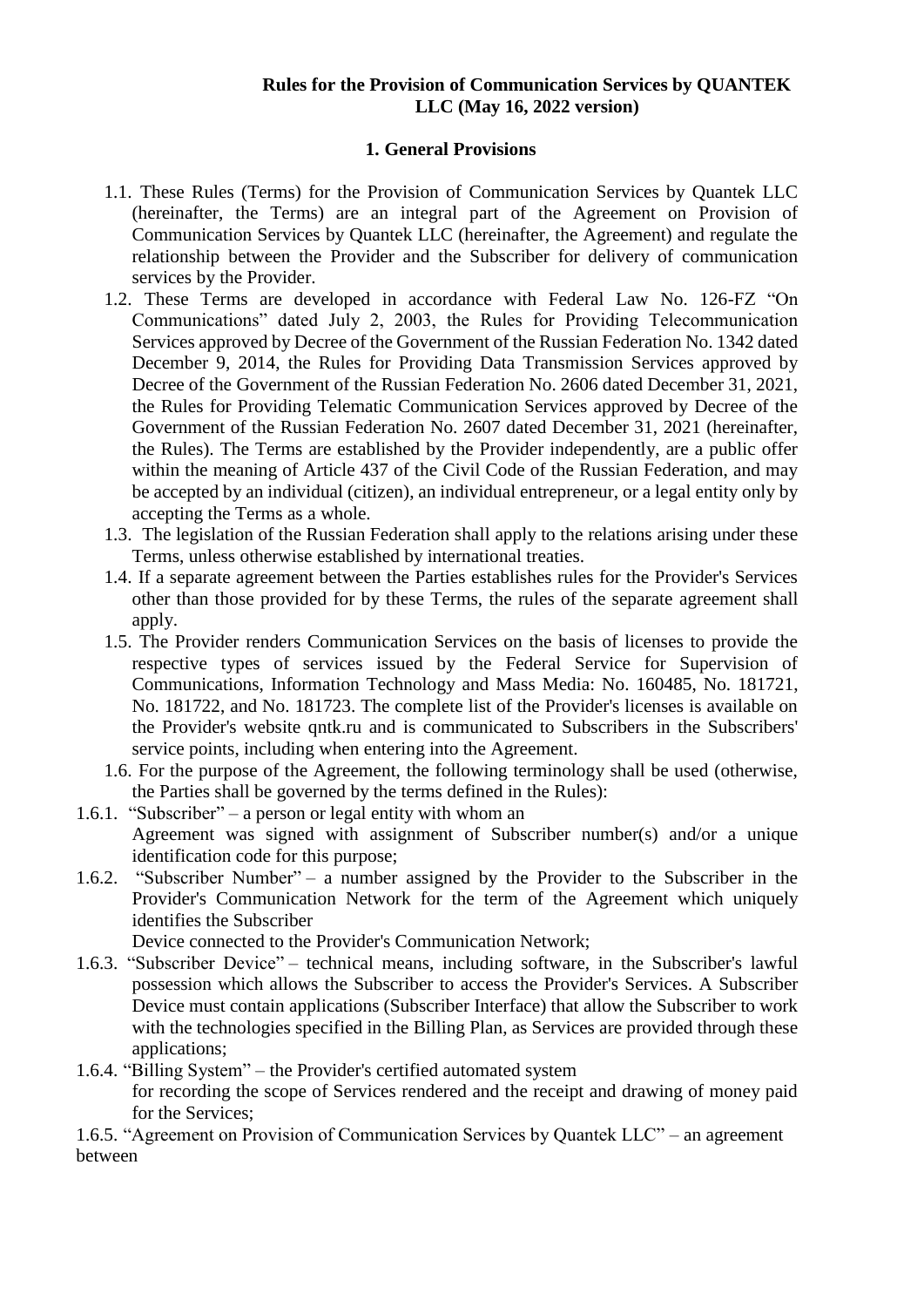# Rules for the Provision of Communication Services by QUANTEK LLC (May 16, 2022 version)

## 1. General Provisions

1.1. These Rules (Terms) for the Provision of Communication Services by Quantek LLC (hereinafter, the Terms) are an integral part of the Agreement on Provision of Communication Services by Quantek LLC (hereinafter, the Agreement) and regulate the relationship between the Provider and the Subscriber for delivery of communication services by the Provider.

1.2. These Terms are developed in accordance with Federal Law No. 126-FZ "On Communications" dated July 2, 2003, the Rules for Providing Telecommunication Services approved by Decree of the Government of the Russian Federation No. 1342 dated December 9, 2014, the Rules for Providing Data Transmission Services approved by Decree of the Government of the Russian Federation No. 2606 dated December 31, 2021, the Rules for Providing Telematic Communication Services approved by Decree of the Government of the Russian Federation No. 2607 dated December 31, 2021 (hereinafter, the Rules). The Terms are established by the Provider independently, are a public offer within the meaning of Article 437 of the Civil Code of the Russian Federation, and may be accepted by an individual (citizen), an individual entrepreneur, or a legal entity only by accepting the Terms as a whole.

1.3. The legislation of the Russian Federation shall apply to the relations arising under these Terms, unless otherwise established by international treaties.

1.4. If a separate agreement between the Parties establishes rules for the Provider's Services other than those provided for by these Terms, the rules of the separate agreement shall apply.

1.5. The Provider renders Communication Services on the basis of licenses to provide the respective types of services issued by the Federal Service for Supervision of Communications, Information Technology and Mass Media: No. 160485, No. 181721, No. 181722, and No. 181723. The complete list of the Provider's licenses is available on the Provider's website qntk.ru and is communicated to Subscribers in the Subscribers' service points, including when entering into the Agreement.

1.6. For the purpose of the Agreement, the following terminology shall be used (otherwise, the Parties shall be governed by the terms defined in the Rules):

1.6.1. "Subscriber" – a person or legal entity with whom an Agreement was signed with assignment of Subscriber number(s) and/or a unique identification code for this purpose;

1.6.2. "Subscriber Number" – a number assigned by the Provider to the Subscriber in the Provider's Communication Network for the term of the Agreement which uniquely identifies the Subscriber Device connected to the Provider's Communication Network;

1.6.3. "Subscriber Device" – technical means, including software, in the Subscriber's lawful possession which allows the Subscriber to access the Provider's Services. A Subscriber Device must contain applications (Subscriber Interface) that allow the Subscriber to work with the technologies specified in the Billing Plan, as Services are provided through these applications;

1.6.4. "Billing System" – the Provider's certified automated system for recording the scope of Services rendered and the receipt and drawing of money paid for the Services;

1.6.5. "Agreement on Provision of Communication Services by Quantek LLC" – an agreement between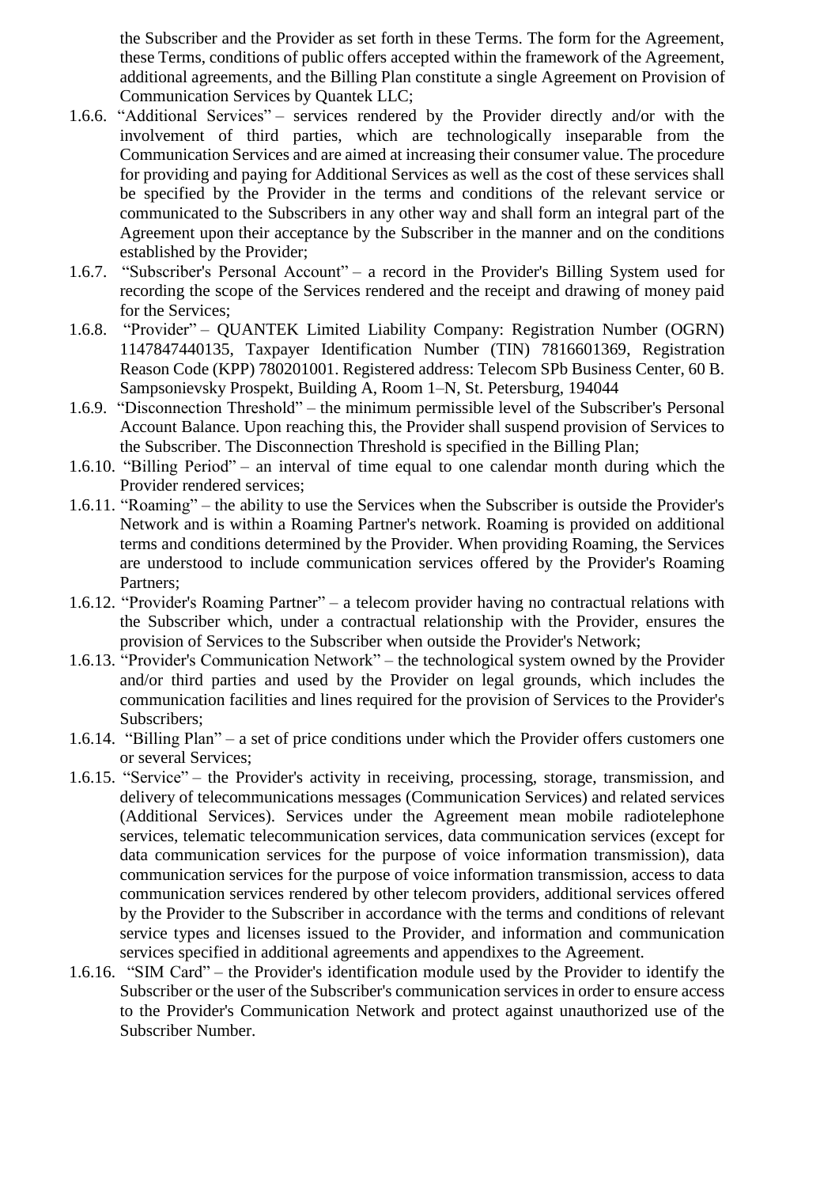the Subscriber and the Provider as set forth in these Terms. The form for the Agreement, these Terms, conditions of public offers accepted within the framework of the Agreement, additional agreements, and the Billing Plan constitute a single Agreement on Provision of Communication Services by Quantek LLC;

1.6.6. "Additional Services" – services rendered by the Provider directly and/or with the involvement of third parties, which are technologically inseparable from the Communication Services and are aimed at increasing their consumer value. The procedure for providing and paying for Additional Services as well as the cost of these services shall be specified by the Provider in the terms and conditions of the relevant service or communicated to the Subscribers in any other way and shall form an integral part of the Agreement upon their acceptance by the Subscriber in the manner and on the conditions established by the Provider;

1.6.7. "Subscriber's Personal Account" – a record in the Provider's Billing System used for recording the scope of the Services rendered and the receipt and drawing of money paid for the Services;

1.6.8. "Provider" – QUANTEK Limited Liability Company: Registration Number (OGRN) 1147847440135, Taxpayer Identification Number (TIN) 7816601369, Registration Reason Code (KPP) 780201001. Registered address: Telecom SPb Business Center, 60 B. Sampsonievsky Prospekt, Building A, Room 1–N, St. Petersburg, 194044

1.6.9. "Disconnection Threshold" – the minimum permissible level of the Subscriber's Personal Account Balance. Upon reaching this, the Provider shall suspend provision of Services to the Subscriber. The Disconnection Threshold is specified in the Billing Plan;

1.6.10. "Billing Period" – an interval of time equal to one calendar month during which the Provider rendered services;

1.6.11. "Roaming" – the ability to use the Services when the Subscriber is outside the Provider's Network and is within a Roaming Partner's network. Roaming is provided on additional terms and conditions determined by the Provider. When providing Roaming, the Services are understood to include communication services offered by the Provider's Roaming Partners;

1.6.12. "Provider's Roaming Partner" – a telecom provider having no contractual relations with the Subscriber which, under a contractual relationship with the Provider, ensures the provision of Services to the Subscriber when outside the Provider's Network;

1.6.13. "Provider's Communication Network" – the technological system owned by the Provider and/or third parties and used by the Provider on legal grounds, which includes the communication facilities and lines required for the provision of Services to the Provider's Subscribers;

1.6.14. "Billing Plan" – a set of price conditions under which the Provider offers customers one or several Services;

1.6.15. "Service" – the Provider's activity in receiving, processing, storage, transmission, and delivery of telecommunications messages (Communication Services) and related services (Additional Services). Services under the Agreement mean mobile radiotelephone services, telematic telecommunication services, data communication services (except for data communication services for the purpose of voice information transmission), data communication services for the purpose of voice information transmission, access to data communication services rendered by other telecom providers, additional services offered by the Provider to the Subscriber in accordance with the terms and conditions of relevant service types and licenses issued to the Provider, and information and communication services specified in additional agreements and appendixes to the Agreement.

1.6.16. "SIM Card" – the Provider's identification module used by the Provider to identify the Subscriber or the user of the Subscriber's communication services in order to ensure access to the Provider's Communication Network and protect against unauthorized use of the Subscriber Number.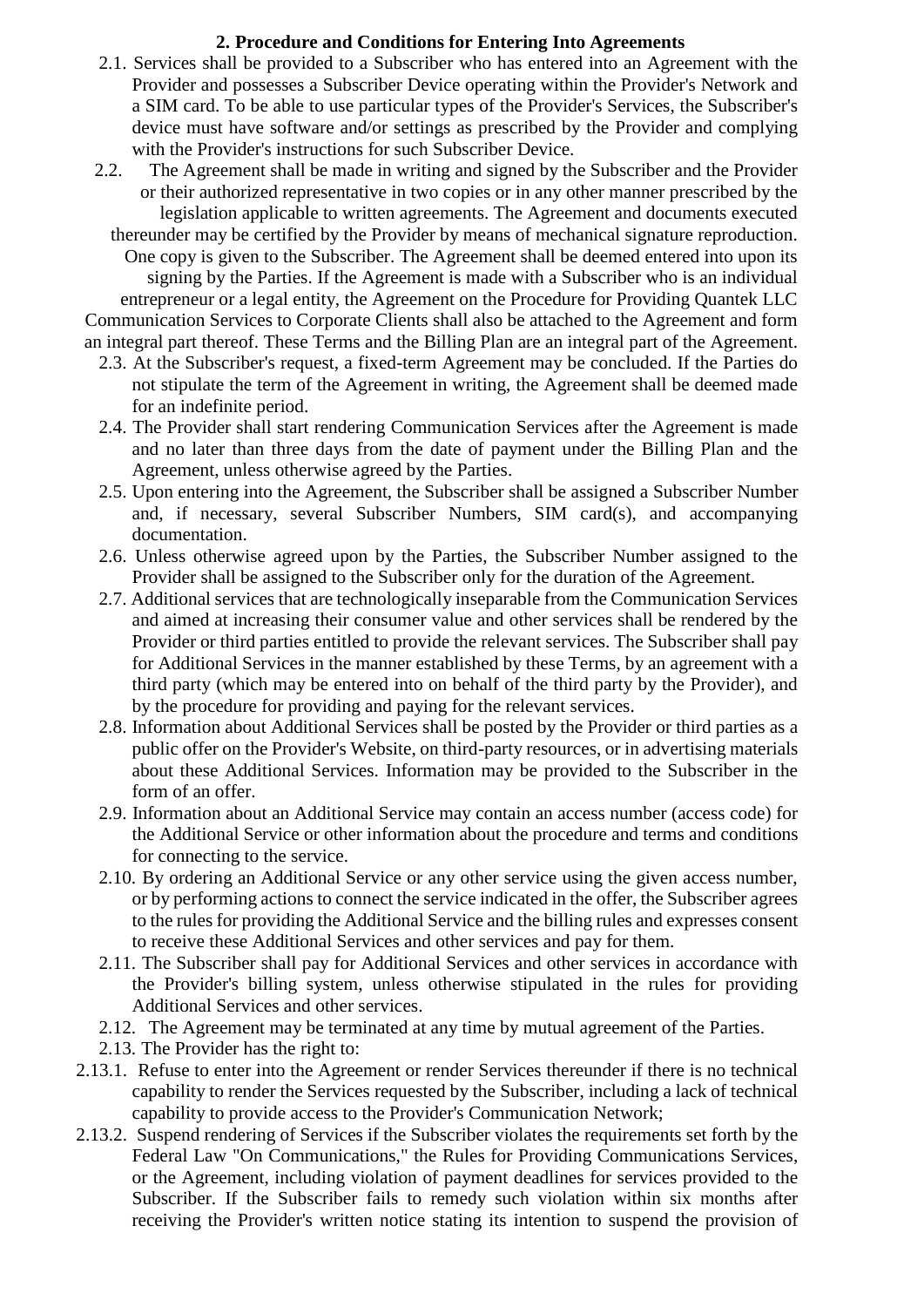**2. Procedure and Conditions for Entering Into Agreements**

2.1. Services shall be provided to a Subscriber who has entered into an Agreement with the Provider and possesses a Subscriber Device operating within the Provider's Network and a SIM card. To be able to use particular types of the Provider's Services, the Subscriber's device must have software and/or settings as prescribed by the Provider and complying with the Provider's instructions for such Subscriber Device.

2.2. The Agreement shall be made in writing and signed by the Subscriber and the Provider or their authorized representative in two copies or in any other manner prescribed by the legislation applicable to written agreements. The Agreement and documents executed thereunder may be certified by the Provider by means of mechanical signature reproduction. One copy is given to the Subscriber. The Agreement shall be deemed entered into upon its signing by the Parties. If the Agreement is made with a Subscriber who is an individual entrepreneur or a legal entity, the Agreement on the Procedure for Providing Quantek LLC Communication Services to Corporate Clients shall also be attached to the Agreement and form an integral part thereof. These Terms and the Billing Plan are an integral part of the Agreement.

2.3. At the Subscriber's request, a fixed-term Agreement may be concluded. If the Parties do not stipulate the term of the Agreement in writing, the Agreement shall be deemed made for an indefinite period.

2.4. The Provider shall start rendering Communication Services after the Agreement is made and no later than three days from the date of payment under the Billing Plan and the Agreement, unless otherwise agreed by the Parties.

2.5. Upon entering into the Agreement, the Subscriber shall be assigned a Subscriber Number and, if necessary, several Subscriber Numbers, SIM card(s), and accompanying documentation.

2.6. Unless otherwise agreed upon by the Parties, the Subscriber Number assigned to the Provider shall be assigned to the Subscriber only for the duration of the Agreement.

2.7. Additional services that are technologically inseparable from the Communication Services and aimed at increasing their consumer value and other services shall be rendered by the Provider or third parties entitled to provide the relevant services. The Subscriber shall pay for Additional Services in the manner established by these Terms, by an agreement with a third party (which may be entered into on behalf of the third party by the Provider), and by the procedure for providing and paying for the relevant services.

2.8. Information about Additional Services shall be posted by the Provider or third parties as a public offer on the Provider's Website, on third-party resources, or in advertising materials about these Additional Services. Information may be provided to the Subscriber in the form of an offer.

2.9. Information about an Additional Service may contain an access number (access code) for the Additional Service or other information about the procedure and terms and conditions for connecting to the service.

2.10. By ordering an Additional Service or any other service using the given access number, or by performing actions to connect the service indicated in the offer, the Subscriber agrees to the rules for providing the Additional Service and the billing rules and expresses consent to receive these Additional Services and other services and pay for them.

2.11. The Subscriber shall pay for Additional Services and other services in accordance with the Provider's billing system, unless otherwise stipulated in the rules for providing Additional Services and other services.

2.12. The Agreement may be terminated at any time by mutual agreement of the Parties.

2.13. The Provider has the right to:

2.13.1. Refuse to enter into the Agreement or render Services thereunder if there is no technical capability to render the Services requested by the Subscriber, including a lack of technical capability to provide access to the Provider's Communication Network;

2.13.2. Suspend rendering of Services if the Subscriber violates the requirements set forth by the Federal Law "On Communications," the Rules for Providing Communications Services, or the Agreement, including violation of payment deadlines for services provided to the Subscriber. If the Subscriber fails to remedy such violation within six months after receiving the Provider's written notice stating its intention to suspend the provision of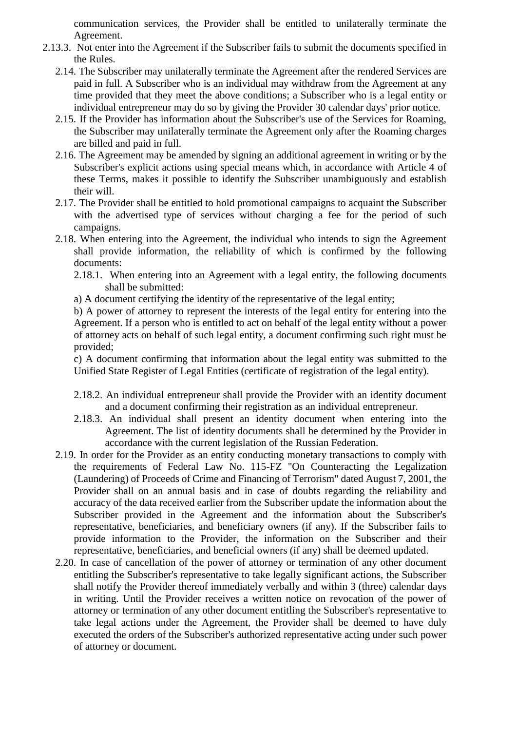communication services, the Provider shall be entitled to unilaterally terminate the Agreement.

2.13.3. Not enter into the Agreement if the Subscriber fails to submit the documents specified in the Rules.

2.14. The Subscriber may unilaterally terminate the Agreement after the rendered Services are paid in full. A Subscriber who is an individual may withdraw from the Agreement at any time provided that they meet the above conditions; a Subscriber who is a legal entity or individual entrepreneur may do so by giving the Provider 30 calendar days' prior notice.

2.15. If the Provider has information about the Subscriber's use of the Services for Roaming, the Subscriber may unilaterally terminate the Agreement only after the Roaming charges are billed and paid in full.

2.16. The Agreement may be amended by signing an additional agreement in writing or by the Subscriber's explicit actions using special means which, in accordance with Article 4 of these Terms, makes it possible to identify the Subscriber unambiguously and establish their will.

2.17. The Provider shall be entitled to hold promotional campaigns to acquaint the Subscriber with the advertised type of services without charging a fee for the period of such campaigns.

2.18. When entering into the Agreement, the individual who intends to sign the Agreement shall provide information, the reliability of which is confirmed by the following documents:

2.18.1. When entering into an Agreement with a legal entity, the following documents shall be submitted:

a) A document certifying the identity of the representative of the legal entity;

b) A power of attorney to represent the interests of the legal entity for entering into the Agreement. If a person who is entitled to act on behalf of the legal entity without a power of attorney acts on behalf of such legal entity, a document confirming such right must be provided;

c) A document confirming that information about the legal entity was submitted to the Unified State Register of Legal Entities (certificate of registration of the legal entity).

2.18.2. An individual entrepreneur shall provide the Provider with an identity document and a document confirming their registration as an individual entrepreneur.

2.18.3. An individual shall present an identity document when entering into the Agreement. The list of identity documents shall be determined by the Provider in accordance with the current legislation of the Russian Federation.

2.19. In order for the Provider as an entity conducting monetary transactions to comply with the requirements of Federal Law No. 115-FZ "On Counteracting the Legalization (Laundering) of Proceeds of Crime and Financing of Terrorism" dated August 7, 2001, the Provider shall on an annual basis and in case of doubts regarding the reliability and accuracy of the data received earlier from the Subscriber update the information about the Subscriber provided in the Agreement and the information about the Subscriber's representative, beneficiaries, and beneficiary owners (if any). If the Subscriber fails to provide information to the Provider, the information on the Subscriber and their representative, beneficiaries, and beneficial owners (if any) shall be deemed updated.

2.20. In case of cancellation of the power of attorney or termination of any other document entitling the Subscriber's representative to take legally significant actions, the Subscriber shall notify the Provider thereof immediately verbally and within 3 (three) calendar days in writing. Until the Provider receives a written notice on revocation of the power of attorney or termination of any other document entitling the Subscriber's representative to take legal actions under the Agreement, the Provider shall be deemed to have duly executed the orders of the Subscriber's authorized representative acting under such power of attorney or document.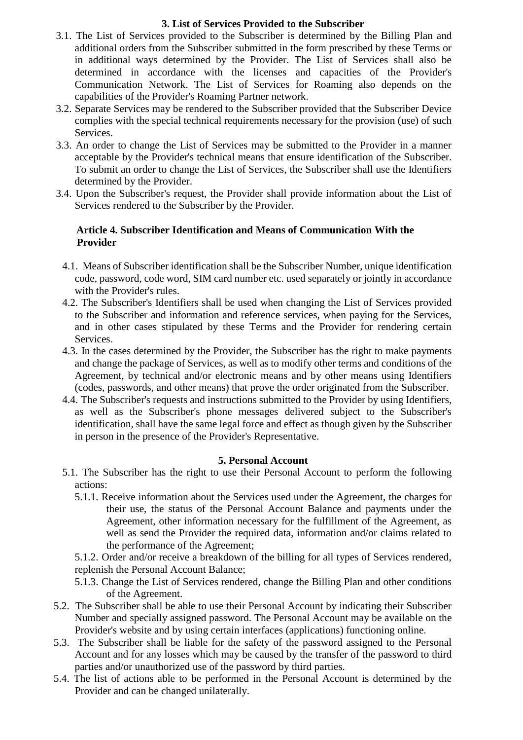## 3. List of Services Provided to the Subscriber

3.1. The List of Services provided to the Subscriber is determined by the Billing Plan and additional orders from the Subscriber submitted in the form prescribed by these Terms or in additional ways determined by the Provider. The List of Services shall also be determined in accordance with the licenses and capacities of the Provider's Communication Network. The List of Services for Roaming also depends on the capabilities of the Provider's Roaming Partner network.

3.2. Separate Services may be rendered to the Subscriber provided that the Subscriber Device complies with the special technical requirements necessary for the provision (use) of such Services.

3.3. An order to change the List of Services may be submitted to the Provider in a manner acceptable by the Provider's technical means that ensure identification of the Subscriber. To submit an order to change the List of Services, the Subscriber shall use the Identifiers determined by the Provider.

3.4. Upon the Subscriber's request, the Provider shall provide information about the List of Services rendered to the Subscriber by the Provider.

## Article 4. Subscriber Identification and Means of Communication With the Provider

4.1. Means of Subscriber identification shall be the Subscriber Number, unique identification code, password, code word, SIM card number etc. used separately or jointly in accordance with the Provider's rules.

4.2. The Subscriber's Identifiers shall be used when changing the List of Services provided to the Subscriber and information and reference services, when paying for the Services, and in other cases stipulated by these Terms and the Provider for rendering certain Services.

4.3. In the cases determined by the Provider, the Subscriber has the right to make payments and change the package of Services, as well as to modify other terms and conditions of the Agreement, by technical and/or electronic means and by other means using Identifiers (codes, passwords, and other means) that prove the order originated from the Subscriber.

4.4. The Subscriber's requests and instructions submitted to the Provider by using Identifiers, as well as the Subscriber's phone messages delivered subject to the Subscriber's identification, shall have the same legal force and effect as though given by the Subscriber in person in the presence of the Provider's Representative.

## 5. Personal Account

5.1. The Subscriber has the right to use their Personal Account to perform the following actions:

5.1.1. Receive information about the Services used under the Agreement, the charges for their use, the status of the Personal Account Balance and payments under the Agreement, other information necessary for the fulfillment of the Agreement, as well as send the Provider the required data, information and/or claims related to the performance of the Agreement;

5.1.2. Order and/or receive a breakdown of the billing for all types of Services rendered, replenish the Personal Account Balance;

5.1.3. Change the List of Services rendered, change the Billing Plan and other conditions of the Agreement.

5.2. The Subscriber shall be able to use their Personal Account by indicating their Subscriber Number and specially assigned password. The Personal Account may be available on the Provider's website and by using certain interfaces (applications) functioning online.

5.3. The Subscriber shall be liable for the safety of the password assigned to the Personal Account and for any losses which may be caused by the transfer of the password to third parties and/or unauthorized use of the password by third parties.

5.4. The list of actions able to be performed in the Personal Account is determined by the Provider and can be changed unilaterally.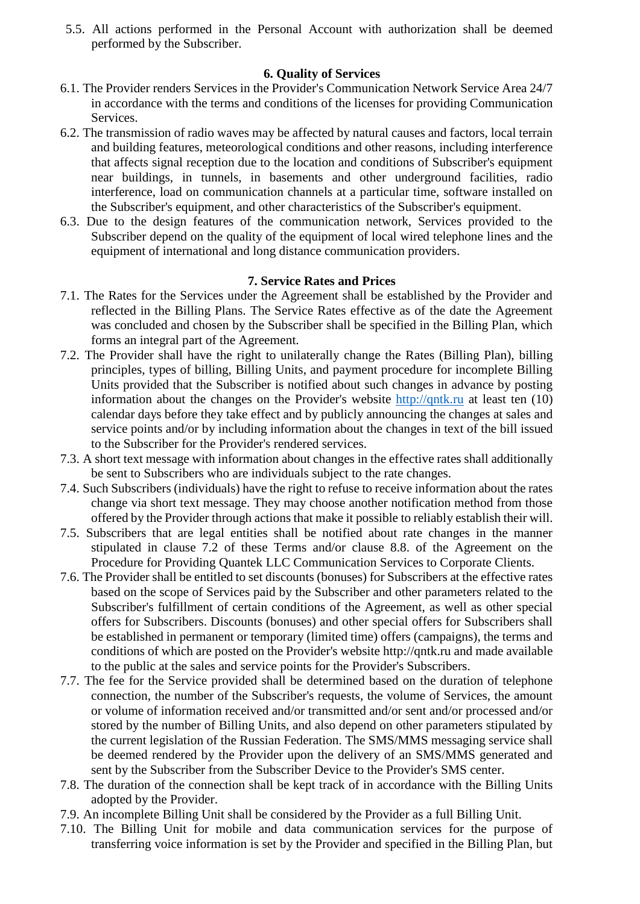5.5. All actions performed in the Personal Account with authorization shall be deemed performed by the Subscriber.

### 6. Quality of Services

6.1. The Provider renders Services in the Provider's Communication Network Service Area 24/7 in accordance with the terms and conditions of the licenses for providing Communication Services.

6.2. The transmission of radio waves may be affected by natural causes and factors, local terrain and building features, meteorological conditions and other reasons, including interference that affects signal reception due to the location and conditions of Subscriber's equipment near buildings, in tunnels, in basements and other underground facilities, radio interference, load on communication channels at a particular time, software installed on the Subscriber's equipment, and other characteristics of the Subscriber's equipment.

6.3. Due to the design features of the communication network, Services provided to the Subscriber depend on the quality of the equipment of local wired telephone lines and the equipment of international and long distance communication providers.

### 7. Service Rates and Prices

7.1. The Rates for the Services under the Agreement shall be established by the Provider and reflected in the Billing Plans. The Service Rates effective as of the date the Agreement was concluded and chosen by the Subscriber shall be specified in the Billing Plan, which forms an integral part of the Agreement.

7.2. The Provider shall have the right to unilaterally change the Rates (Billing Plan), billing principles, types of billing, Billing Units, and payment procedure for incomplete Billing Units provided that the Subscriber is notified about such changes in advance by posting information about the changes on the Provider's website [http://qntk.ru](http://qntk.ru) at least ten (10) calendar days before they take effect and by publicly announcing the changes at sales and service points and/or by including information about the changes in text of the bill issued to the Subscriber for the Provider's rendered services.

7.3. A short text message with information about changes in the effective rates shall additionally be sent to Subscribers who are individuals subject to the rate changes.

7.4. Such Subscribers (individuals) have the right to refuse to receive information about the rates change via short text message. They may choose another notification method from those offered by the Provider through actions that make it possible to reliably establish their will.

7.5. Subscribers that are legal entities shall be notified about rate changes in the manner stipulated in clause 7.2 of these Terms and/or clause 8.8. of the Agreement on the Procedure for Providing Quantek LLC Communication Services to Corporate Clients.

7.6. The Provider shall be entitled to set discounts (bonuses) for Subscribers at the effective rates based on the scope of Services paid by the Subscriber and other parameters related to the Subscriber's fulfillment of certain conditions of the Agreement, as well as other special offers for Subscribers. Discounts (bonuses) and other special offers for Subscribers shall be established in permanent or temporary (limited time) offers (campaigns), the terms and conditions of which are posted on the Provider's website http://qntk.ru and made available to the public at the sales and service points for the Provider's Subscribers.

7.7. The fee for the Service provided shall be determined based on the duration of telephone connection, the number of the Subscriber's requests, the volume of Services, the amount or volume of information received and/or transmitted and/or sent and/or processed and/or stored by the number of Billing Units, and also depend on other parameters stipulated by the current legislation of the Russian Federation. The SMS/MMS messaging service shall be deemed rendered by the Provider upon the delivery of an SMS/MMS generated and sent by the Subscriber from the Subscriber Device to the Provider's SMS center.

7.8. The duration of the connection shall be kept track of in accordance with the Billing Units adopted by the Provider.

7.9. An incomplete Billing Unit shall be considered by the Provider as a full Billing Unit.

7.10. The Billing Unit for mobile and data communication services for the purpose of transferring voice information is set by the Provider and specified in the Billing Plan, but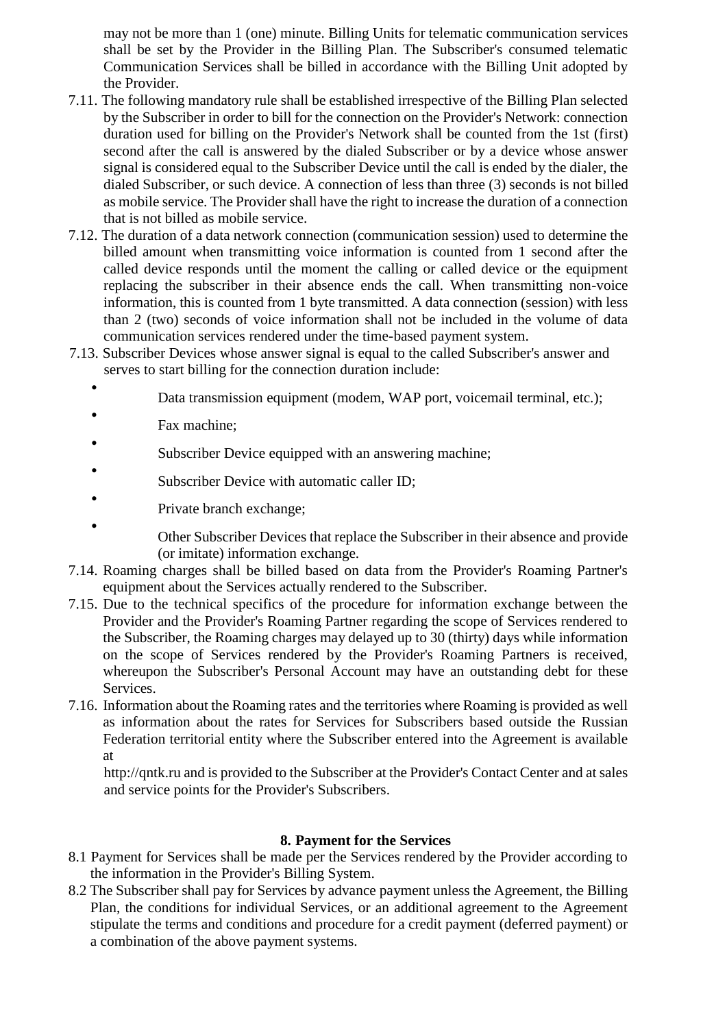may not be more than 1 (one) minute. Billing Units for telematic communication services shall be set by the Provider in the Billing Plan. The Subscriber's consumed telematic Communication Services shall be billed in accordance with the Billing Unit adopted by the Provider.

7.11. The following mandatory rule shall be established irrespective of the Billing Plan selected by the Subscriber in order to bill for the connection on the Provider's Network: connection duration used for billing on the Provider's Network shall be counted from the 1st (first) second after the call is answered by the dialed Subscriber or by a device whose answer signal is considered equal to the Subscriber Device until the call is ended by the dialer, the dialed Subscriber, or such device. A connection of less than three (3) seconds is not billed as mobile service. The Provider shall have the right to increase the duration of a connection that is not billed as mobile service.

7.12. The duration of a data network connection (communication session) used to determine the billed amount when transmitting voice information is counted from 1 second after the called device responds until the moment the calling or called device or the equipment replacing the subscriber in their absence ends the call. When transmitting non-voice information, this is counted from 1 byte transmitted. A data connection (session) with less than 2 (two) seconds of voice information shall not be included in the volume of data communication services rendered under the time-based payment system.

7.13. Subscriber Devices whose answer signal is equal to the called Subscriber's answer and serves to start billing for the connection duration include:

- Data transmission equipment (modem, WAP port, voicemail terminal, etc.);
- Fax machine;
- Subscriber Device equipped with an answering machine;
- Subscriber Device with automatic caller ID;
- Private branch exchange;
- Other Subscriber Devices that replace the Subscriber in their absence and provide (or imitate) information exchange.

7.14. Roaming charges shall be billed based on data from the Provider's Roaming Partner's equipment about the Services actually rendered to the Subscriber.

7.15. Due to the technical specifics of the procedure for information exchange between the Provider and the Provider's Roaming Partner regarding the scope of Services rendered to the Subscriber, the Roaming charges may delayed up to 30 (thirty) days while information on the scope of Services rendered by the Provider's Roaming Partners is received, whereupon the Subscriber's Personal Account may have an outstanding debt for these Services.

7.16. Information about the Roaming rates and the territories where Roaming is provided as well as information about the rates for Services for Subscribers based outside the Russian Federation territorial entity where the Subscriber entered into the Agreement is available at

http://qntk.ru and is provided to the Subscriber at the Provider's Contact Center and at sales and service points for the Provider's Subscribers.

## 8. Payment for the Services

8.1 Payment for Services shall be made per the Services rendered by the Provider according to the information in the Provider's Billing System.

8.2 The Subscriber shall pay for Services by advance payment unless the Agreement, the Billing Plan, the conditions for individual Services, or an additional agreement to the Agreement stipulate the terms and conditions and procedure for a credit payment (deferred payment) or a combination of the above payment systems.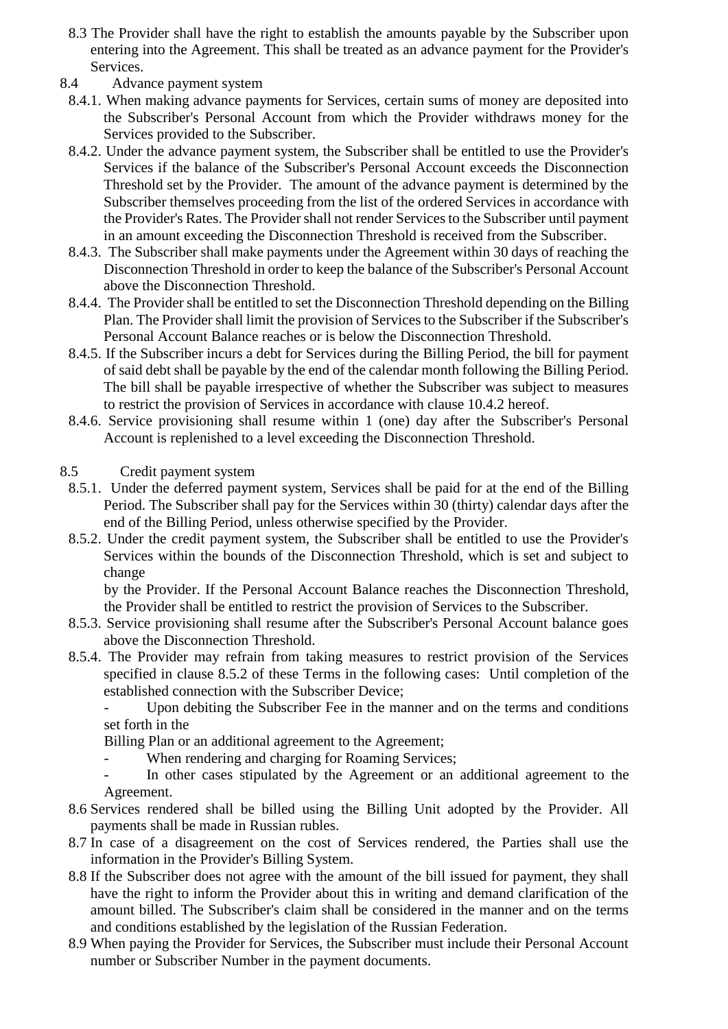8.3 The Provider shall have the right to establish the amounts payable by the Subscriber upon entering into the Agreement. This shall be treated as an advance payment for the Provider's Services.

8.4 Advance payment system

8.4.1. When making advance payments for Services, certain sums of money are deposited into the Subscriber's Personal Account from which the Provider withdraws money for the Services provided to the Subscriber.

8.4.2. Under the advance payment system, the Subscriber shall be entitled to use the Provider's Services if the balance of the Subscriber's Personal Account exceeds the Disconnection Threshold set by the Provider. The amount of the advance payment is determined by the Subscriber themselves proceeding from the list of the ordered Services in accordance with the Provider's Rates. The Provider shall not render Services to the Subscriber until payment in an amount exceeding the Disconnection Threshold is received from the Subscriber.

8.4.3. The Subscriber shall make payments under the Agreement within 30 days of reaching the Disconnection Threshold in order to keep the balance of the Subscriber's Personal Account above the Disconnection Threshold.

8.4.4. The Provider shall be entitled to set the Disconnection Threshold depending on the Billing Plan. The Provider shall limit the provision of Services to the Subscriber if the Subscriber's Personal Account Balance reaches or is below the Disconnection Threshold.

8.4.5. If the Subscriber incurs a debt for Services during the Billing Period, the bill for payment of said debt shall be payable by the end of the calendar month following the Billing Period. The bill shall be payable irrespective of whether the Subscriber was subject to measures to restrict the provision of Services in accordance with clause 10.4.2 hereof.

8.4.6. Service provisioning shall resume within 1 (one) day after the Subscriber's Personal Account is replenished to a level exceeding the Disconnection Threshold.

8.5 Credit payment system

8.5.1. Under the deferred payment system, Services shall be paid for at the end of the Billing Period. The Subscriber shall pay for the Services within 30 (thirty) calendar days after the end of the Billing Period, unless otherwise specified by the Provider.

8.5.2. Under the credit payment system, the Subscriber shall be entitled to use the Provider's Services within the bounds of the Disconnection Threshold, which is set and subject to change by the Provider. If the Personal Account Balance reaches the Disconnection Threshold, the Provider shall be entitled to restrict the provision of Services to the Subscriber.

8.5.3. Service provisioning shall resume after the Subscriber's Personal Account balance goes above the Disconnection Threshold.

8.5.4. The Provider may refrain from taking measures to restrict provision of the Services specified in clause 8.5.2 of these Terms in the following cases: Until completion of the established connection with the Subscriber Device;

- Upon debiting the Subscriber Fee in the manner and on the terms and conditions set forth in the Billing Plan or an additional agreement to the Agreement;
- When rendering and charging for Roaming Services;
- In other cases stipulated by the Agreement or an additional agreement to the Agreement.

8.6 Services rendered shall be billed using the Billing Unit adopted by the Provider. All payments shall be made in Russian rubles.

8.7 In case of a disagreement on the cost of Services rendered, the Parties shall use the information in the Provider's Billing System.

8.8 If the Subscriber does not agree with the amount of the bill issued for payment, they shall have the right to inform the Provider about this in writing and demand clarification of the amount billed. The Subscriber's claim shall be considered in the manner and on the terms and conditions established by the legislation of the Russian Federation.

8.9 When paying the Provider for Services, the Subscriber must include their Personal Account number or Subscriber Number in the payment documents.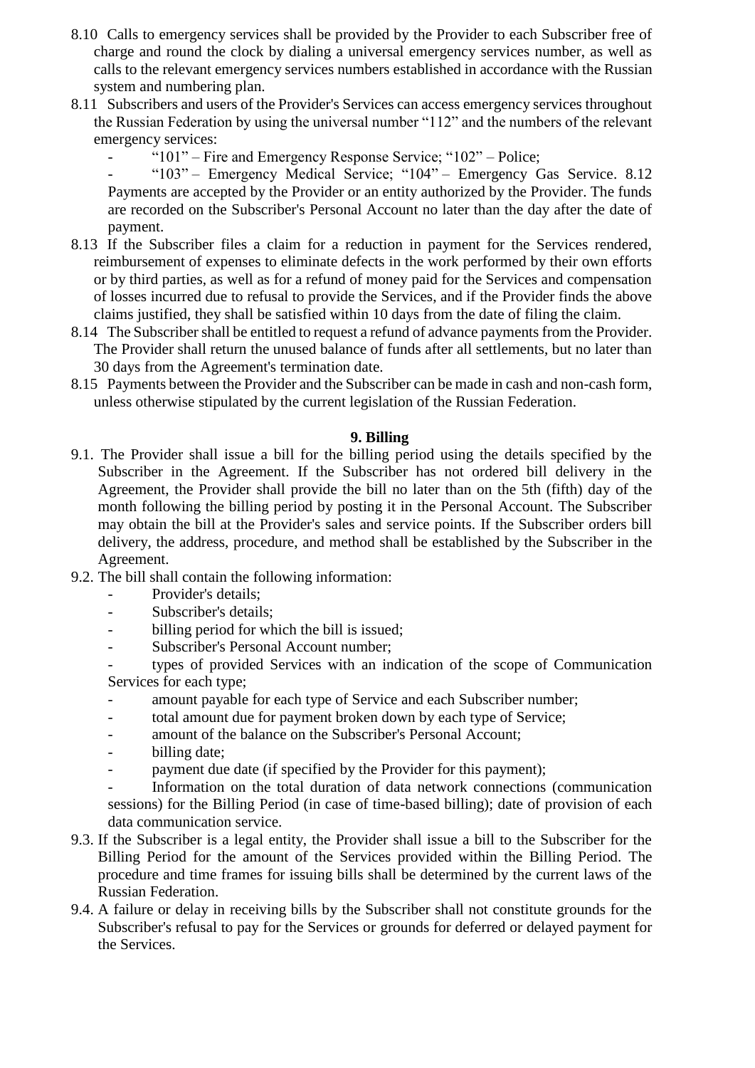8.10 Calls to emergency services shall be provided by the Provider to each Subscriber free of charge and round the clock by dialing a universal emergency services number, as well as calls to the relevant emergency services numbers established in accordance with the Russian system and numbering plan.

8.11 Subscribers and users of the Provider's Services can access emergency services throughout the Russian Federation by using the universal number "112" and the numbers of the relevant emergency services:

- "101" – Fire and Emergency Response Service; "102" – Police;
- "103" – Emergency Medical Service; "104" – Emergency Gas Service.

8.12 Payments are accepted by the Provider or an entity authorized by the Provider. The funds are recorded on the Subscriber's Personal Account no later than the day after the date of payment.

8.13 If the Subscriber files a claim for a reduction in payment for the Services rendered, reimbursement of expenses to eliminate defects in the work performed by their own efforts or by third parties, as well as for a refund of money paid for the Services and compensation of losses incurred due to refusal to provide the Services, and if the Provider finds the above claims justified, they shall be satisfied within 10 days from the date of filing the claim.

8.14 The Subscriber shall be entitled to request a refund of advance payments from the Provider. The Provider shall return the unused balance of funds after all settlements, but no later than 30 days from the Agreement's termination date.

8.15 Payments between the Provider and the Subscriber can be made in cash and non-cash form, unless otherwise stipulated by the current legislation of the Russian Federation.

## 9. Billing

9.1. The Provider shall issue a bill for the billing period using the details specified by the Subscriber in the Agreement. If the Subscriber has not ordered bill delivery in the Agreement, the Provider shall provide the bill no later than on the 5th (fifth) day of the month following the billing period by posting it in the Personal Account. The Subscriber may obtain the bill at the Provider's sales and service points. If the Subscriber orders bill delivery, the address, procedure, and method shall be established by the Subscriber in the Agreement.

9.2. The bill shall contain the following information:

- Provider's details;
- Subscriber's details;
- billing period for which the bill is issued;
- Subscriber's Personal Account number;
- types of provided Services with an indication of the scope of Communication Services for each type;
- amount payable for each type of Service and each Subscriber number;
- total amount due for payment broken down by each type of Service;
- amount of the balance on the Subscriber's Personal Account;
- billing date;
- payment due date (if specified by the Provider for this payment);
- Information on the total duration of data network connections (communication sessions) for the Billing Period (in case of time-based billing); date of provision of each data communication service.

9.3. If the Subscriber is a legal entity, the Provider shall issue a bill to the Subscriber for the Billing Period for the amount of the Services provided within the Billing Period. The procedure and time frames for issuing bills shall be determined by the current laws of the Russian Federation.

9.4. A failure or delay in receiving bills by the Subscriber shall not constitute grounds for the Subscriber's refusal to pay for the Services or grounds for deferred or delayed payment for the Services.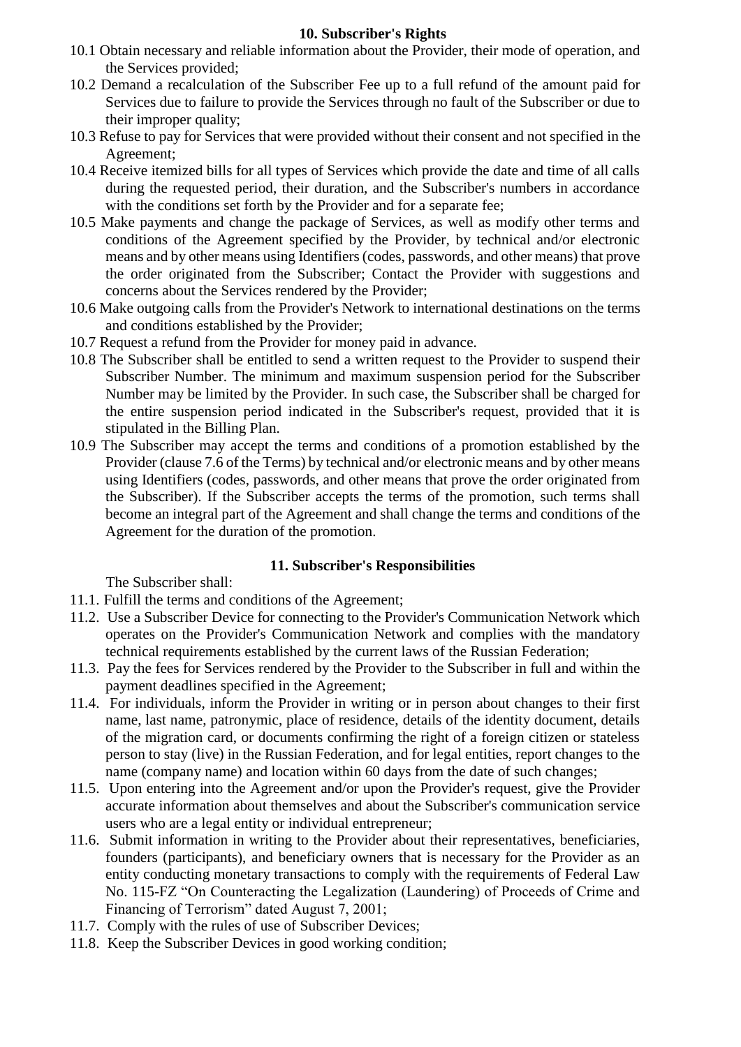## 10. Subscriber's Rights

10.1 Obtain necessary and reliable information about the Provider, their mode of operation, and the Services provided;

10.2 Demand a recalculation of the Subscriber Fee up to a full refund of the amount paid for Services due to failure to provide the Services through no fault of the Subscriber or due to their improper quality;

10.3 Refuse to pay for Services that were provided without their consent and not specified in the Agreement;

10.4 Receive itemized bills for all types of Services which provide the date and time of all calls during the requested period, their duration, and the Subscriber's numbers in accordance with the conditions set forth by the Provider and for a separate fee;

10.5 Make payments and change the package of Services, as well as modify other terms and conditions of the Agreement specified by the Provider, by technical and/or electronic means and by other means using Identifiers (codes, passwords, and other means) that prove the order originated from the Subscriber; Contact the Provider with suggestions and concerns about the Services rendered by the Provider;

10.6 Make outgoing calls from the Provider's Network to international destinations on the terms and conditions established by the Provider;

10.7 Request a refund from the Provider for money paid in advance.

10.8 The Subscriber shall be entitled to send a written request to the Provider to suspend their Subscriber Number. The minimum and maximum suspension period for the Subscriber Number may be limited by the Provider. In such case, the Subscriber shall be charged for the entire suspension period indicated in the Subscriber's request, provided that it is stipulated in the Billing Plan.

10.9 The Subscriber may accept the terms and conditions of a promotion established by the Provider (clause 7.6 of the Terms) by technical and/or electronic means and by other means using Identifiers (codes, passwords, and other means that prove the order originated from the Subscriber). If the Subscriber accepts the terms of the promotion, such terms shall become an integral part of the Agreement and shall change the terms and conditions of the Agreement for the duration of the promotion.

## 11. Subscriber's Responsibilities

The Subscriber shall:

11.1. Fulfill the terms and conditions of the Agreement;

11.2. Use a Subscriber Device for connecting to the Provider's Communication Network which operates on the Provider's Communication Network and complies with the mandatory technical requirements established by the current laws of the Russian Federation;

11.3. Pay the fees for Services rendered by the Provider to the Subscriber in full and within the payment deadlines specified in the Agreement;

11.4. For individuals, inform the Provider in writing or in person about changes to their first name, last name, patronymic, place of residence, details of the identity document, details of the migration card, or documents confirming the right of a foreign citizen or stateless person to stay (live) in the Russian Federation, and for legal entities, report changes to the name (company name) and location within 60 days from the date of such changes;

11.5. Upon entering into the Agreement and/or upon the Provider's request, give the Provider accurate information about themselves and about the Subscriber's communication service users who are a legal entity or individual entrepreneur;

11.6. Submit information in writing to the Provider about their representatives, beneficiaries, founders (participants), and beneficiary owners that is necessary for the Provider as an entity conducting monetary transactions to comply with the requirements of Federal Law No. 115-FZ "On Counteracting the Legalization (Laundering) of Proceeds of Crime and Financing of Terrorism" dated August 7, 2001;

11.7. Comply with the rules of use of Subscriber Devices;

11.8. Keep the Subscriber Devices in good working condition;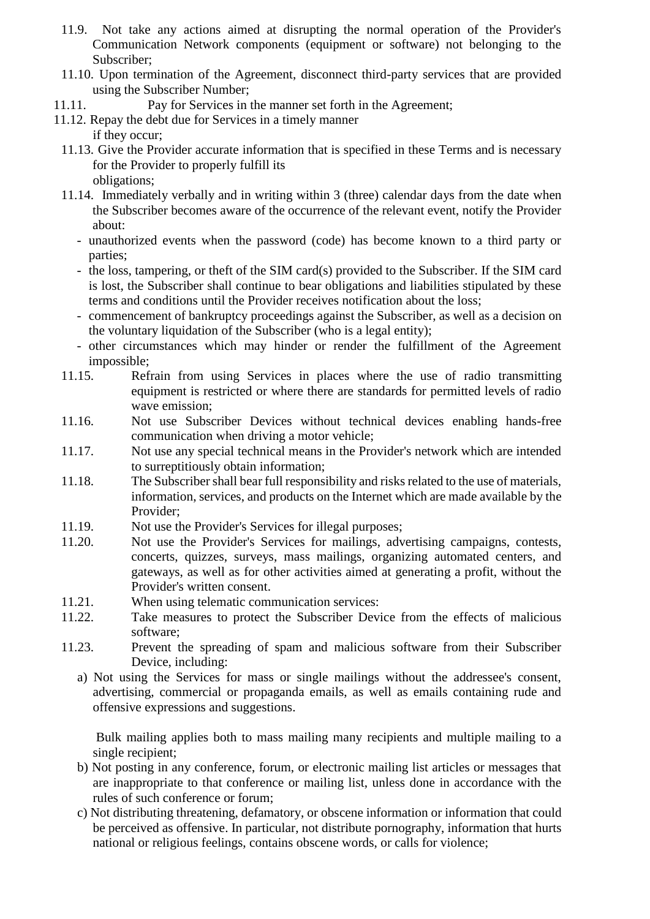11.9. Not take any actions aimed at disrupting the normal operation of the Provider's Communication Network components (equipment or software) not belonging to the Subscriber;

11.10. Upon termination of the Agreement, disconnect third-party services that are provided using the Subscriber Number;

11.11. Pay for Services in the manner set forth in the Agreement;

11.12. Repay the debt due for Services in a timely manner if they occur;

11.13. Give the Provider accurate information that is specified in these Terms and is necessary for the Provider to properly fulfill its obligations;

11.14. Immediately verbally and in writing within 3 (three) calendar days from the date when the Subscriber becomes aware of the occurrence of the relevant event, notify the Provider about:

- unauthorized events when the password (code) has become known to a third party or parties;
- the loss, tampering, or theft of the SIM card(s) provided to the Subscriber. If the SIM card is lost, the Subscriber shall continue to bear obligations and liabilities stipulated by these terms and conditions until the Provider receives notification about the loss;
- commencement of bankruptcy proceedings against the Subscriber, as well as a decision on the voluntary liquidation of the Subscriber (who is a legal entity);
- other circumstances which may hinder or render the fulfillment of the Agreement impossible;

11.15. Refrain from using Services in places where the use of radio transmitting equipment is restricted or where there are standards for permitted levels of radio wave emission;

11.16. Not use Subscriber Devices without technical devices enabling hands-free communication when driving a motor vehicle;

11.17. Not use any special technical means in the Provider's network which are intended to surreptitiously obtain information;

11.18. The Subscriber shall bear full responsibility and risks related to the use of materials, information, services, and products on the Internet which are made available by the Provider;

11.19. Not use the Provider's Services for illegal purposes;

11.20. Not use the Provider's Services for mailings, advertising campaigns, contests, concerts, quizzes, surveys, mass mailings, organizing automated centers, and gateways, as well as for other activities aimed at generating a profit, without the Provider's written consent.

11.21. When using telematic communication services:

11.22. Take measures to protect the Subscriber Device from the effects of malicious software;

11.23. Prevent the spreading of spam and malicious software from their Subscriber Device, including:

a) Not using the Services for mass or single mailings without the addressee's consent, advertising, commercial or propaganda emails, as well as emails containing rude and offensive expressions and suggestions.

Bulk mailing applies both to mass mailing many recipients and multiple mailing to a single recipient;

b) Not posting in any conference, forum, or electronic mailing list articles or messages that are inappropriate to that conference or mailing list, unless done in accordance with the rules of such conference or forum;

c) Not distributing threatening, defamatory, or obscene information or information that could be perceived as offensive. In particular, not distribute pornography, information that hurts national or religious feelings, contains obscene words, or calls for violence;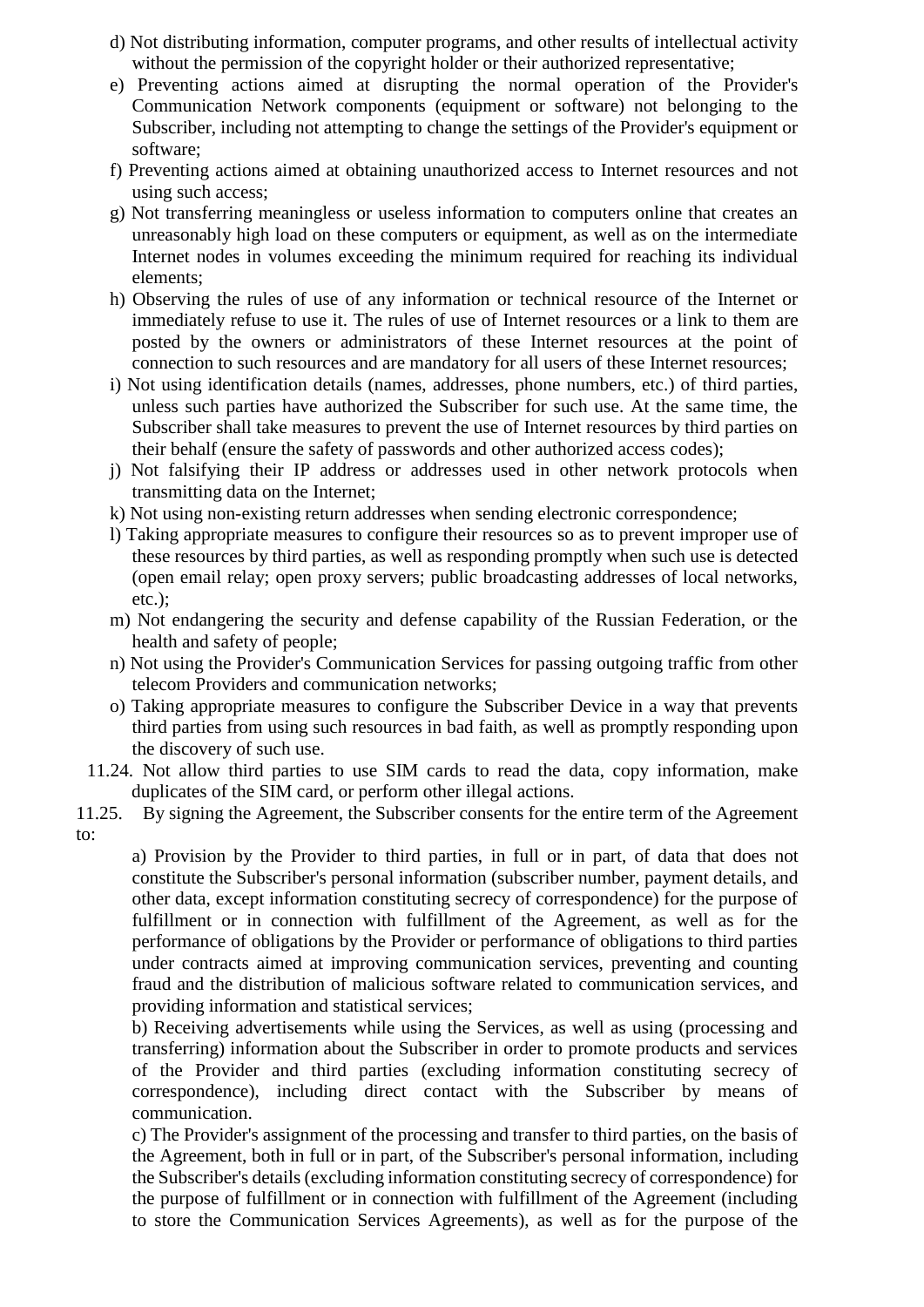d) Not distributing information, computer programs, and other results of intellectual activity without the permission of the copyright holder or their authorized representative;

e) Preventing actions aimed at disrupting the normal operation of the Provider's Communication Network components (equipment or software) not belonging to the Subscriber, including not attempting to change the settings of the Provider's equipment or software;

f) Preventing actions aimed at obtaining unauthorized access to Internet resources and not using such access;

g) Not transferring meaningless or useless information to computers online that creates an unreasonably high load on these computers or equipment, as well as on the intermediate Internet nodes in volumes exceeding the minimum required for reaching its individual elements;

h) Observing the rules of use of any information or technical resource of the Internet or immediately refuse to use it. The rules of use of Internet resources or a link to them are posted by the owners or administrators of these Internet resources at the point of connection to such resources and are mandatory for all users of these Internet resources;

i) Not using identification details (names, addresses, phone numbers, etc.) of third parties, unless such parties have authorized the Subscriber for such use. At the same time, the Subscriber shall take measures to prevent the use of Internet resources by third parties on their behalf (ensure the safety of passwords and other authorized access codes);

j) Not falsifying their IP address or addresses used in other network protocols when transmitting data on the Internet;

k) Not using non-existing return addresses when sending electronic correspondence;

l) Taking appropriate measures to configure their resources so as to prevent improper use of these resources by third parties, as well as responding promptly when such use is detected (open email relay; open proxy servers; public broadcasting addresses of local networks, etc.);

m) Not endangering the security and defense capability of the Russian Federation, or the health and safety of people;

n) Not using the Provider's Communication Services for passing outgoing traffic from other telecom Providers and communication networks;

o) Taking appropriate measures to configure the Subscriber Device in a way that prevents third parties from using such resources in bad faith, as well as promptly responding upon the discovery of such use.

11.24. Not allow third parties to use SIM cards to read the data, copy information, make duplicates of the SIM card, or perform other illegal actions.

11.25. By signing the Agreement, the Subscriber consents for the entire term of the Agreement to:

a) Provision by the Provider to third parties, in full or in part, of data that does not constitute the Subscriber's personal information (subscriber number, payment details, and other data, except information constituting secrecy of correspondence) for the purpose of fulfillment or in connection with fulfillment of the Agreement, as well as for the performance of obligations by the Provider or performance of obligations to third parties under contracts aimed at improving communication services, preventing and counting fraud and the distribution of malicious software related to communication services, and providing information and statistical services;

b) Receiving advertisements while using the Services, as well as using (processing and transferring) information about the Subscriber in order to promote products and services of the Provider and third parties (excluding information constituting secrecy of correspondence), including direct contact with the Subscriber by means of communication.

c) The Provider's assignment of the processing and transfer to third parties, on the basis of the Agreement, both in full or in part, of the Subscriber's personal information, including the Subscriber's details (excluding information constituting secrecy of correspondence) for the purpose of fulfillment or in connection with fulfillment of the Agreement (including to store the Communication Services Agreements), as well as for the purpose of the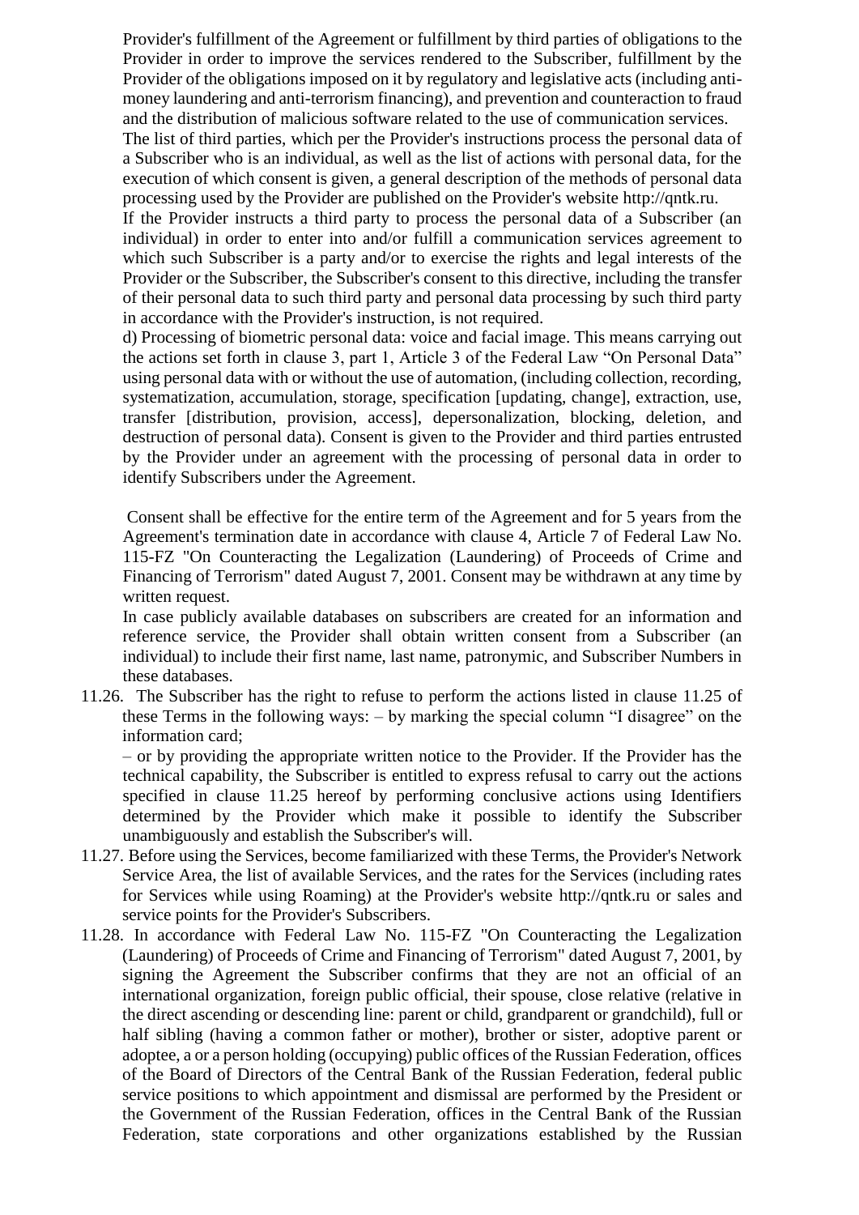Provider's fulfillment of the Agreement or fulfillment by third parties of obligations to the Provider in order to improve the services rendered to the Subscriber, fulfillment by the Provider of the obligations imposed on it by regulatory and legislative acts (including anti-money laundering and anti-terrorism financing), and prevention and counteraction to fraud and the distribution of malicious software related to the use of communication services.

The list of third parties, which per the Provider's instructions process the personal data of a Subscriber who is an individual, as well as the list of actions with personal data, for the execution of which consent is given, a general description of the methods of personal data processing used by the Provider are published on the Provider's website http://qntk.ru.

If the Provider instructs a third party to process the personal data of a Subscriber (an individual) in order to enter into and/or fulfill a communication services agreement to which such Subscriber is a party and/or to exercise the rights and legal interests of the Provider or the Subscriber, the Subscriber's consent to this directive, including the transfer of their personal data to such third party and personal data processing by such third party in accordance with the Provider's instruction, is not required.

d) Processing of biometric personal data: voice and facial image. This means carrying out the actions set forth in clause 3, part 1, Article 3 of the Federal Law "On Personal Data" using personal data with or without the use of automation, (including collection, recording, systematization, accumulation, storage, specification [updating, change], extraction, use, transfer [distribution, provision, access], depersonalization, blocking, deletion, and destruction of personal data). Consent is given to the Provider and third parties entrusted by the Provider under an agreement with the processing of personal data in order to identify Subscribers under the Agreement.

Consent shall be effective for the entire term of the Agreement and for 5 years from the Agreement's termination date in accordance with clause 4, Article 7 of Federal Law No. 115-FZ "On Counteracting the Legalization (Laundering) of Proceeds of Crime and Financing of Terrorism" dated August 7, 2001. Consent may be withdrawn at any time by written request.

In case publicly available databases on subscribers are created for an information and reference service, the Provider shall obtain written consent from a Subscriber (an individual) to include their first name, last name, patronymic, and Subscriber Numbers in these databases.

11.26. The Subscriber has the right to refuse to perform the actions listed in clause 11.25 of these Terms in the following ways: – by marking the special column "I disagree" on the information card;

– or by providing the appropriate written notice to the Provider. If the Provider has the technical capability, the Subscriber is entitled to express refusal to carry out the actions specified in clause 11.25 hereof by performing conclusive actions using Identifiers determined by the Provider which make it possible to identify the Subscriber unambiguously and establish the Subscriber's will.

11.27. Before using the Services, become familiarized with these Terms, the Provider's Network Service Area, the list of available Services, and the rates for the Services (including rates for Services while using Roaming) at the Provider's website http://qntk.ru or sales and service points for the Provider's Subscribers.

11.28. In accordance with Federal Law No. 115-FZ "On Counteracting the Legalization (Laundering) of Proceeds of Crime and Financing of Terrorism" dated August 7, 2001, by signing the Agreement the Subscriber confirms that they are not an official of an international organization, foreign public official, their spouse, close relative (relative in the direct ascending or descending line: parent or child, grandparent or grandchild), full or half sibling (having a common father or mother), brother or sister, adoptive parent or adoptee, a or a person holding (occupying) public offices of the Russian Federation, offices of the Board of Directors of the Central Bank of the Russian Federation, federal public service positions to which appointment and dismissal are performed by the President or the Government of the Russian Federation, offices in the Central Bank of the Russian Federation, state corporations and other organizations established by the Russian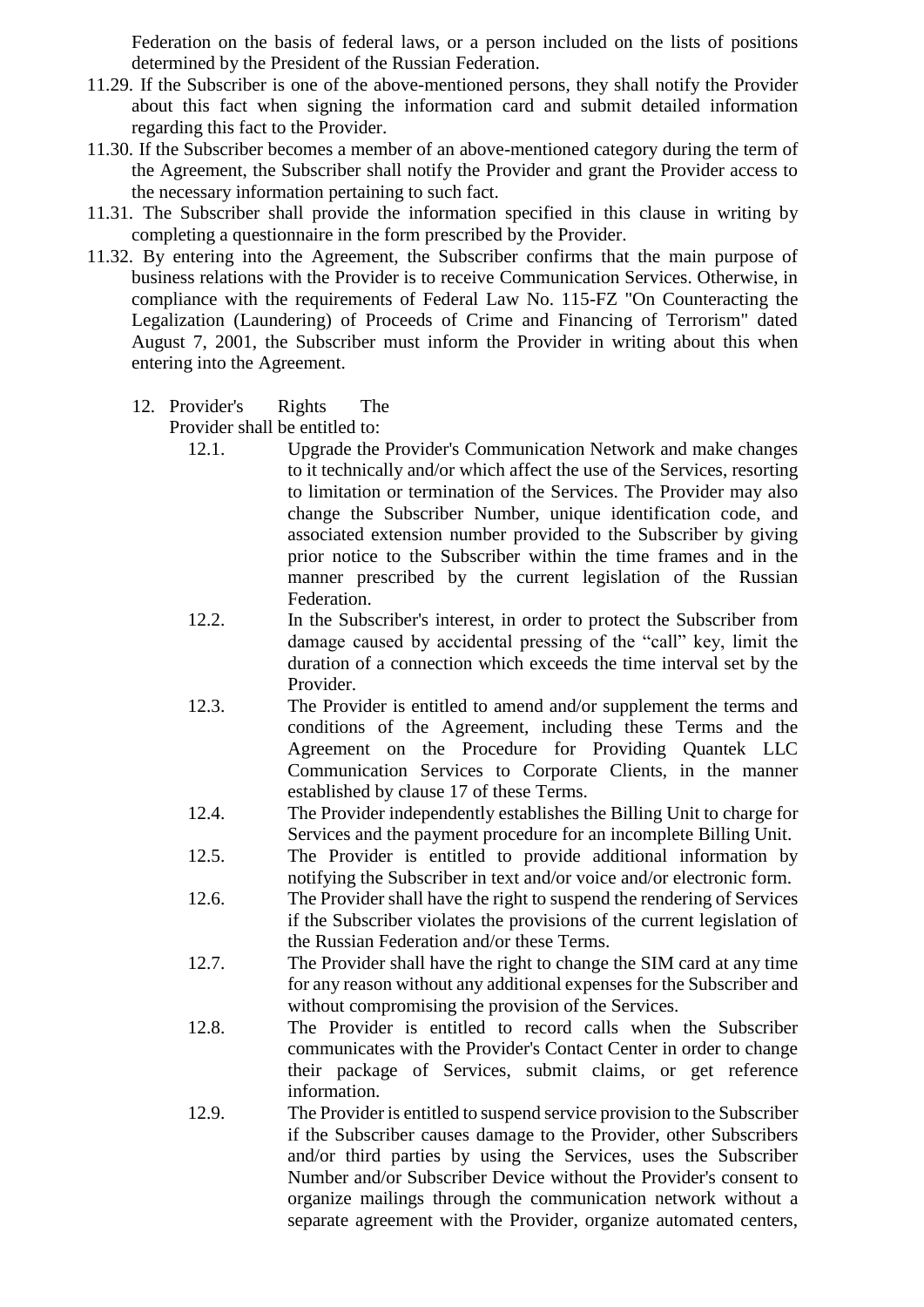Federation on the basis of federal laws, or a person included on the lists of positions determined by the President of the Russian Federation.

11.29. If the Subscriber is one of the above-mentioned persons, they shall notify the Provider about this fact when signing the information card and submit detailed information regarding this fact to the Provider.

11.30. If the Subscriber becomes a member of an above-mentioned category during the term of the Agreement, the Subscriber shall notify the Provider and grant the Provider access to the necessary information pertaining to such fact.

11.31. The Subscriber shall provide the information specified in this clause in writing by completing a questionnaire in the form prescribed by the Provider.

11.32. By entering into the Agreement, the Subscriber confirms that the main purpose of business relations with the Provider is to receive Communication Services. Otherwise, in compliance with the requirements of Federal Law No. 115-FZ "On Counteracting the Legalization (Laundering) of Proceeds of Crime and Financing of Terrorism" dated August 7, 2001, the Subscriber must inform the Provider in writing about this when entering into the Agreement.

12. Provider's Rights The Provider shall be entitled to:

12.1. Upgrade the Provider's Communication Network and make changes to it technically and/or which affect the use of the Services, resorting to limitation or termination of the Services. The Provider may also change the Subscriber Number, unique identification code, and associated extension number provided to the Subscriber by giving prior notice to the Subscriber within the time frames and in the manner prescribed by the current legislation of the Russian Federation.

12.2. In the Subscriber's interest, in order to protect the Subscriber from damage caused by accidental pressing of the “call” key, limit the duration of a connection which exceeds the time interval set by the Provider.

12.3. The Provider is entitled to amend and/or supplement the terms and conditions of the Agreement, including these Terms and the Agreement on the Procedure for Providing Quantek LLC Communication Services to Corporate Clients, in the manner established by clause 17 of these Terms.

12.4. The Provider independently establishes the Billing Unit to charge for Services and the payment procedure for an incomplete Billing Unit.

12.5. The Provider is entitled to provide additional information by notifying the Subscriber in text and/or voice and/or electronic form.

12.6. The Provider shall have the right to suspend the rendering of Services if the Subscriber violates the provisions of the current legislation of the Russian Federation and/or these Terms.

12.7. The Provider shall have the right to change the SIM card at any time for any reason without any additional expenses for the Subscriber and without compromising the provision of the Services.

12.8. The Provider is entitled to record calls when the Subscriber communicates with the Provider's Contact Center in order to change their package of Services, submit claims, or get reference information.

12.9. The Provider is entitled to suspend service provision to the Subscriber if the Subscriber causes damage to the Provider, other Subscribers and/or third parties by using the Services, uses the Subscriber Number and/or Subscriber Device without the Provider's consent to organize mailings through the communication network without a separate agreement with the Provider, organize automated centers,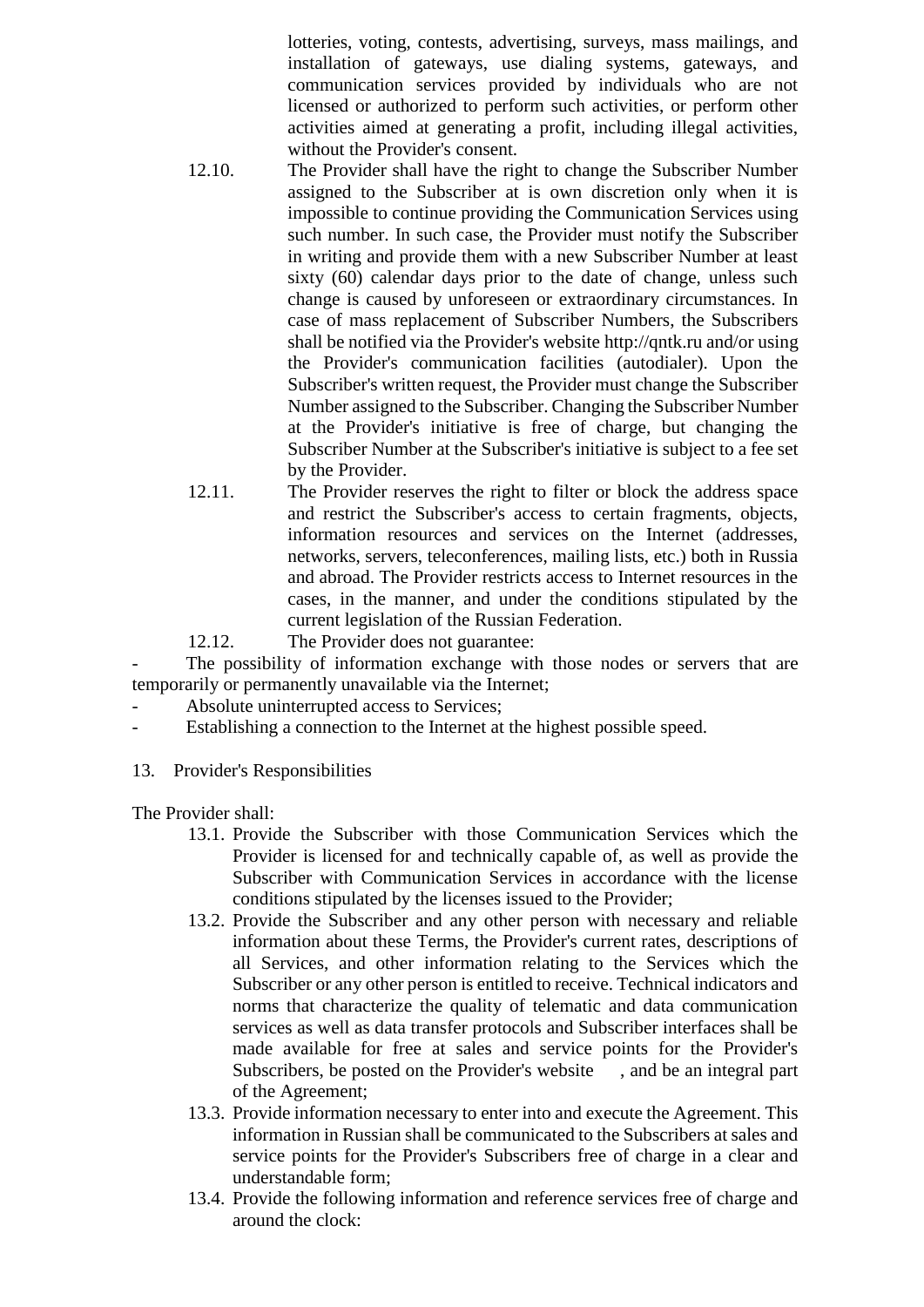lotteries, voting, contests, advertising, surveys, mass mailings, and installation of gateways, use dialing systems, gateways, and communication services provided by individuals who are not licensed or authorized to perform such activities, or perform other activities aimed at generating a profit, including illegal activities, without the Provider's consent.

12.10. The Provider shall have the right to change the Subscriber Number assigned to the Subscriber at is own discretion only when it is impossible to continue providing the Communication Services using such number. In such case, the Provider must notify the Subscriber in writing and provide them with a new Subscriber Number at least sixty (60) calendar days prior to the date of change, unless such change is caused by unforeseen or extraordinary circumstances. In case of mass replacement of Subscriber Numbers, the Subscribers shall be notified via the Provider's website http://qntk.ru and/or using the Provider's communication facilities (autodialer). Upon the Subscriber's written request, the Provider must change the Subscriber Number assigned to the Subscriber. Changing the Subscriber Number at the Provider's initiative is free of charge, but changing the Subscriber Number at the Subscriber's initiative is subject to a fee set by the Provider.

12.11. The Provider reserves the right to filter or block the address space and restrict the Subscriber's access to certain fragments, objects, information resources and services on the Internet (addresses, networks, servers, teleconferences, mailing lists, etc.) both in Russia and abroad. The Provider restricts access to Internet resources in the cases, in the manner, and under the conditions stipulated by the current legislation of the Russian Federation.

12.12. The Provider does not guarantee:

- The possibility of information exchange with those nodes or servers that are temporarily or permanently unavailable via the Internet;
- Absolute uninterrupted access to Services;
- Establishing a connection to the Internet at the highest possible speed.

## 13. Provider's Responsibilities

The Provider shall:

13.1. Provide the Subscriber with those Communication Services which the Provider is licensed for and technically capable of, as well as provide the Subscriber with Communication Services in accordance with the license conditions stipulated by the licenses issued to the Provider;

13.2. Provide the Subscriber and any other person with necessary and reliable information about these Terms, the Provider's current rates, descriptions of all Services, and other information relating to the Services which the Subscriber or any other person is entitled to receive. Technical indicators and norms that characterize the quality of telematic and data communication services as well as data transfer protocols and Subscriber interfaces shall be made available for free at sales and service points for the Provider's Subscribers, be posted on the Provider's website , and be an integral part of the Agreement;

13.3. Provide information necessary to enter into and execute the Agreement. This information in Russian shall be communicated to the Subscribers at sales and service points for the Provider's Subscribers free of charge in a clear and understandable form;

13.4. Provide the following information and reference services free of charge and around the clock: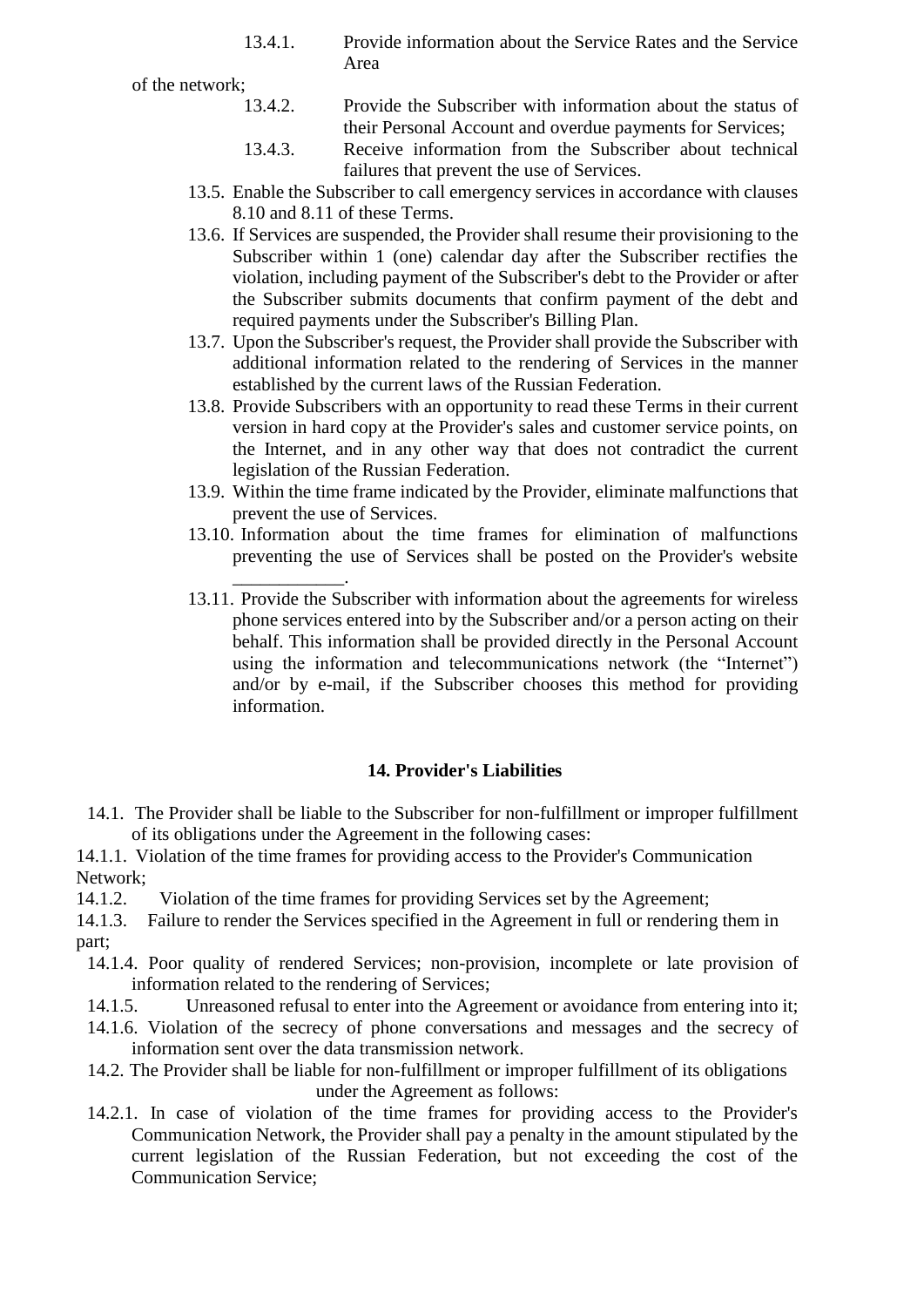13.4.1. Provide information about the Service Rates and the Service Area of the network;

13.4.2. Provide the Subscriber with information about the status of their Personal Account and overdue payments for Services;

13.4.3. Receive information from the Subscriber about technical failures that prevent the use of Services.

13.5. Enable the Subscriber to call emergency services in accordance with clauses 8.10 and 8.11 of these Terms.

13.6. If Services are suspended, the Provider shall resume their provisioning to the Subscriber within 1 (one) calendar day after the Subscriber rectifies the violation, including payment of the Subscriber's debt to the Provider or after the Subscriber submits documents that confirm payment of the debt and required payments under the Subscriber's Billing Plan.

13.7. Upon the Subscriber's request, the Provider shall provide the Subscriber with additional information related to the rendering of Services in the manner established by the current laws of the Russian Federation.

13.8. Provide Subscribers with an opportunity to read these Terms in their current version in hard copy at the Provider's sales and customer service points, on the Internet, and in any other way that does not contradict the current legislation of the Russian Federation.

13.9. Within the time frame indicated by the Provider, eliminate malfunctions that prevent the use of Services.

13.10. Information about the time frames for elimination of malfunctions preventing the use of Services shall be posted on the Provider's website ___________.

13.11. Provide the Subscriber with information about the agreements for wireless phone services entered into by the Subscriber and/or a person acting on their behalf. This information shall be provided directly in the Personal Account using the information and telecommunications network (the "Internet") and/or by e-mail, if the Subscriber chooses this method for providing information.

## 14. Provider's Liabilities

14.1. The Provider shall be liable to the Subscriber for non-fulfillment or improper fulfillment of its obligations under the Agreement in the following cases:

14.1.1. Violation of the time frames for providing access to the Provider's Communication Network;

14.1.2. Violation of the time frames for providing Services set by the Agreement;

14.1.3. Failure to render the Services specified in the Agreement in full or rendering them in part;

14.1.4. Poor quality of rendered Services; non-provision, incomplete or late provision of information related to the rendering of Services;

14.1.5. Unreasoned refusal to enter into the Agreement or avoidance from entering into it;

14.1.6. Violation of the secrecy of phone conversations and messages and the secrecy of information sent over the data transmission network.

14.2. The Provider shall be liable for non-fulfillment or improper fulfillment of its obligations under the Agreement as follows:

14.2.1. In case of violation of the time frames for providing access to the Provider's Communication Network, the Provider shall pay a penalty in the amount stipulated by the current legislation of the Russian Federation, but not exceeding the cost of the Communication Service;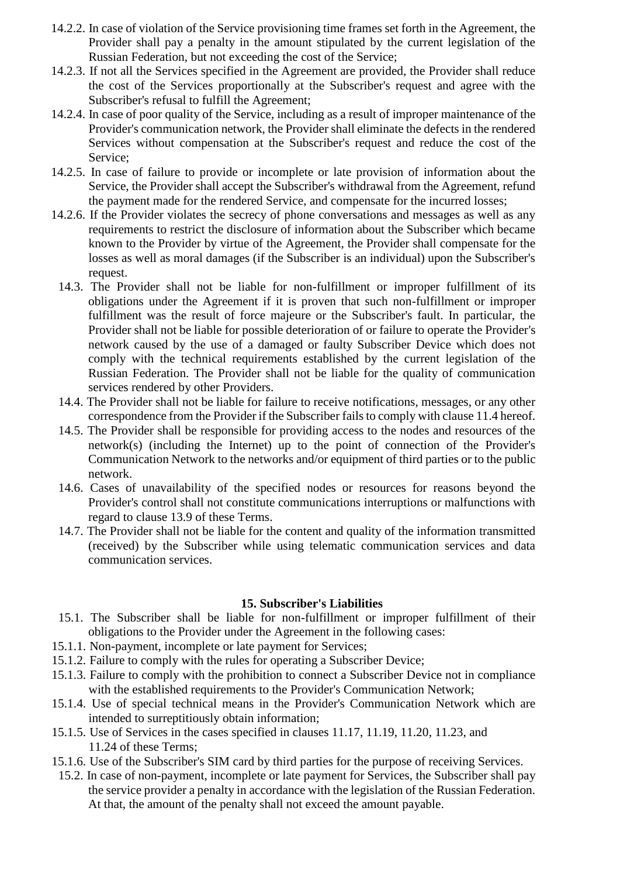14.2.2. In case of violation of the Service provisioning time frames set forth in the Agreement, the Provider shall pay a penalty in the amount stipulated by the current legislation of the Russian Federation, but not exceeding the cost of the Service;

14.2.3. If not all the Services specified in the Agreement are provided, the Provider shall reduce the cost of the Services proportionally at the Subscriber's request and agree with the Subscriber's refusal to fulfill the Agreement;

14.2.4. In case of poor quality of the Service, including as a result of improper maintenance of the Provider's communication network, the Provider shall eliminate the defects in the rendered Services without compensation at the Subscriber's request and reduce the cost of the Service;

14.2.5. In case of failure to provide or incomplete or late provision of information about the Service, the Provider shall accept the Subscriber's withdrawal from the Agreement, refund the payment made for the rendered Service, and compensate for the incurred losses;

14.2.6. If the Provider violates the secrecy of phone conversations and messages as well as any requirements to restrict the disclosure of information about the Subscriber which became known to the Provider by virtue of the Agreement, the Provider shall compensate for the losses as well as moral damages (if the Subscriber is an individual) upon the Subscriber's request.

14.3. The Provider shall not be liable for non-fulfillment or improper fulfillment of its obligations under the Agreement if it is proven that such non-fulfillment or improper fulfillment was the result of force majeure or the Subscriber's fault. In particular, the Provider shall not be liable for possible deterioration of or failure to operate the Provider's network caused by the use of a damaged or faulty Subscriber Device which does not comply with the technical requirements established by the current legislation of the Russian Federation. The Provider shall not be liable for the quality of communication services rendered by other Providers.

14.4. The Provider shall not be liable for failure to receive notifications, messages, or any other correspondence from the Provider if the Subscriber fails to comply with clause 11.4 hereof.

14.5. The Provider shall be responsible for providing access to the nodes and resources of the network(s) (including the Internet) up to the point of connection of the Provider's Communication Network to the networks and/or equipment of third parties or to the public network.

14.6. Cases of unavailability of the specified nodes or resources for reasons beyond the Provider's control shall not constitute communications interruptions or malfunctions with regard to clause 13.9 of these Terms.

14.7. The Provider shall not be liable for the content and quality of the information transmitted (received) by the Subscriber while using telematic communication services and data communication services.

## 15. Subscriber's Liabilities

15.1. The Subscriber shall be liable for non-fulfillment or improper fulfillment of their obligations to the Provider under the Agreement in the following cases:

15.1.1. Non-payment, incomplete or late payment for Services;

15.1.2. Failure to comply with the rules for operating a Subscriber Device;

15.1.3. Failure to comply with the prohibition to connect a Subscriber Device not in compliance with the established requirements to the Provider's Communication Network;

15.1.4. Use of special technical means in the Provider's Communication Network which are intended to surreptitiously obtain information;

15.1.5. Use of Services in the cases specified in clauses 11.17, 11.19, 11.20, 11.23, and 11.24 of these Terms;

15.1.6. Use of the Subscriber's SIM card by third parties for the purpose of receiving Services.

15.2. In case of non-payment, incomplete or late payment for Services, the Subscriber shall pay the service provider a penalty in accordance with the legislation of the Russian Federation. At that, the amount of the penalty shall not exceed the amount payable.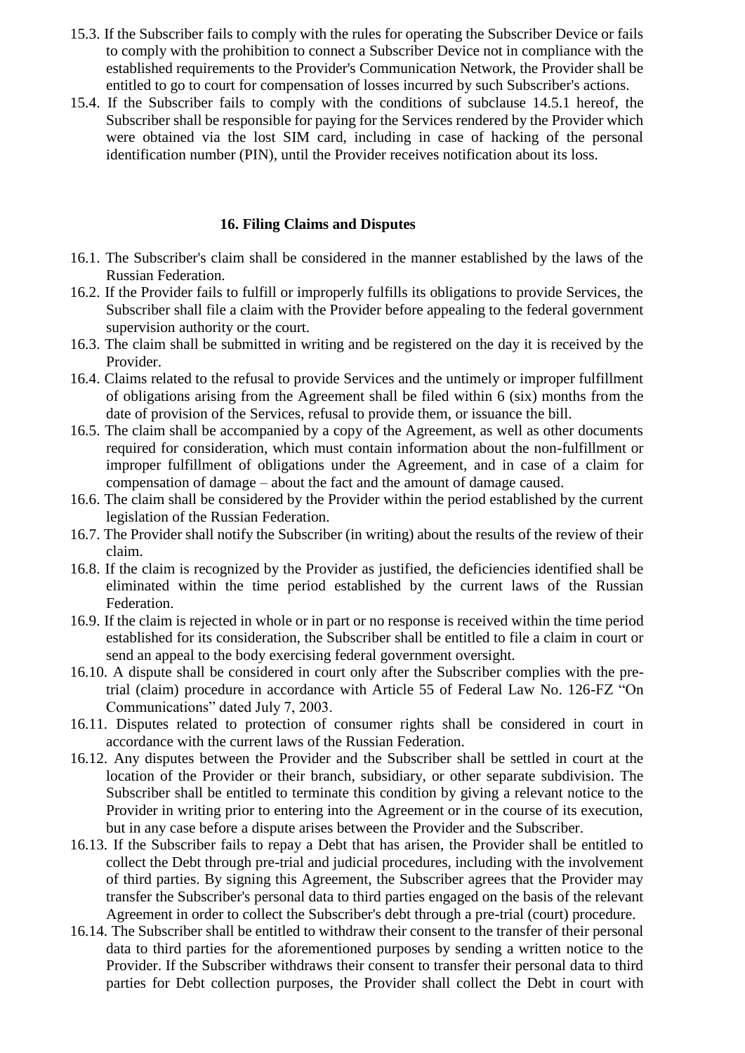15.3. If the Subscriber fails to comply with the rules for operating the Subscriber Device or fails to comply with the prohibition to connect a Subscriber Device not in compliance with the established requirements to the Provider's Communication Network, the Provider shall be entitled to go to court for compensation of losses incurred by such Subscriber's actions.

15.4. If the Subscriber fails to comply with the conditions of subclause 14.5.1 hereof, the Subscriber shall be responsible for paying for the Services rendered by the Provider which were obtained via the lost SIM card, including in case of hacking of the personal identification number (PIN), until the Provider receives notification about its loss.

## 16. Filing Claims and Disputes

16.1. The Subscriber's claim shall be considered in the manner established by the laws of the Russian Federation.

16.2. If the Provider fails to fulfill or improperly fulfills its obligations to provide Services, the Subscriber shall file a claim with the Provider before appealing to the federal government supervision authority or the court.

16.3. The claim shall be submitted in writing and be registered on the day it is received by the Provider.

16.4. Claims related to the refusal to provide Services and the untimely or improper fulfillment of obligations arising from the Agreement shall be filed within 6 (six) months from the date of provision of the Services, refusal to provide them, or issuance the bill.

16.5. The claim shall be accompanied by a copy of the Agreement, as well as other documents required for consideration, which must contain information about the non-fulfillment or improper fulfillment of obligations under the Agreement, and in case of a claim for compensation of damage – about the fact and the amount of damage caused.

16.6. The claim shall be considered by the Provider within the period established by the current legislation of the Russian Federation.

16.7. The Provider shall notify the Subscriber (in writing) about the results of the review of their claim.

16.8. If the claim is recognized by the Provider as justified, the deficiencies identified shall be eliminated within the time period established by the current laws of the Russian Federation.

16.9. If the claim is rejected in whole or in part or no response is received within the time period established for its consideration, the Subscriber shall be entitled to file a claim in court or send an appeal to the body exercising federal government oversight.

16.10. A dispute shall be considered in court only after the Subscriber complies with the pre-trial (claim) procedure in accordance with Article 55 of Federal Law No. 126-FZ "On Communications" dated July 7, 2003.

16.11. Disputes related to protection of consumer rights shall be considered in court in accordance with the current laws of the Russian Federation.

16.12. Any disputes between the Provider and the Subscriber shall be settled in court at the location of the Provider or their branch, subsidiary, or other separate subdivision. The Subscriber shall be entitled to terminate this condition by giving a relevant notice to the Provider in writing prior to entering into the Agreement or in the course of its execution, but in any case before a dispute arises between the Provider and the Subscriber.

16.13. If the Subscriber fails to repay a Debt that has arisen, the Provider shall be entitled to collect the Debt through pre-trial and judicial procedures, including with the involvement of third parties. By signing this Agreement, the Subscriber agrees that the Provider may transfer the Subscriber's personal data to third parties engaged on the basis of the relevant Agreement in order to collect the Subscriber's debt through a pre-trial (court) procedure.

16.14. The Subscriber shall be entitled to withdraw their consent to the transfer of their personal data to third parties for the aforementioned purposes by sending a written notice to the Provider. If the Subscriber withdraws their consent to transfer their personal data to third parties for Debt collection purposes, the Provider shall collect the Debt in court with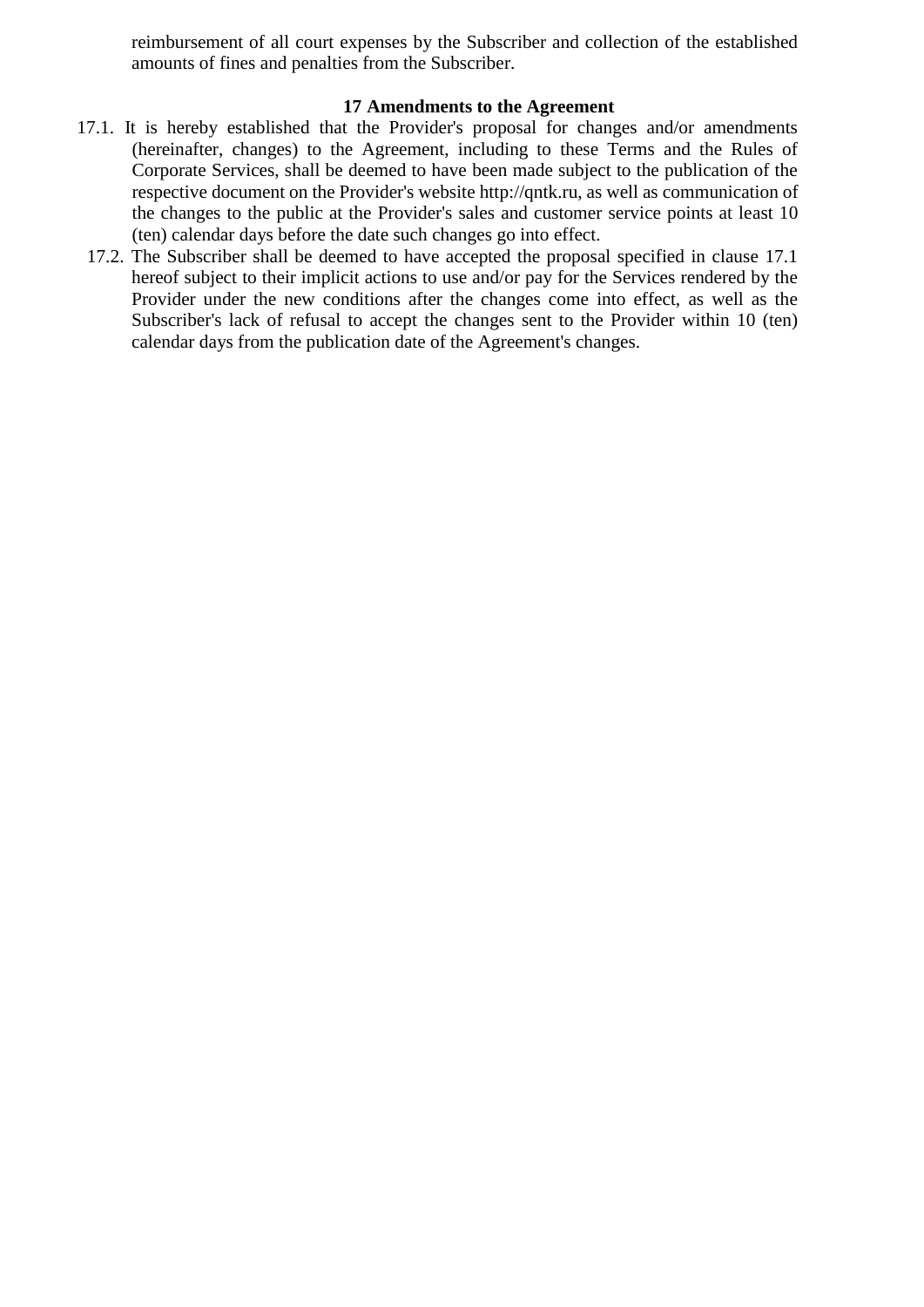reimbursement of all court expenses by the Subscriber and collection of the established amounts of fines and penalties from the Subscriber.

## 17 Amendments to the Agreement

17.1. It is hereby established that the Provider's proposal for changes and/or amendments (hereinafter, changes) to the Agreement, including to these Terms and the Rules of Corporate Services, shall be deemed to have been made subject to the publication of the respective document on the Provider's website http://qntk.ru, as well as communication of the changes to the public at the Provider's sales and customer service points at least 10 (ten) calendar days before the date such changes go into effect.

17.2. The Subscriber shall be deemed to have accepted the proposal specified in clause 17.1 hereof subject to their implicit actions to use and/or pay for the Services rendered by the Provider under the new conditions after the changes come into effect, as well as the Subscriber's lack of refusal to accept the changes sent to the Provider within 10 (ten) calendar days from the publication date of the Agreement's changes.